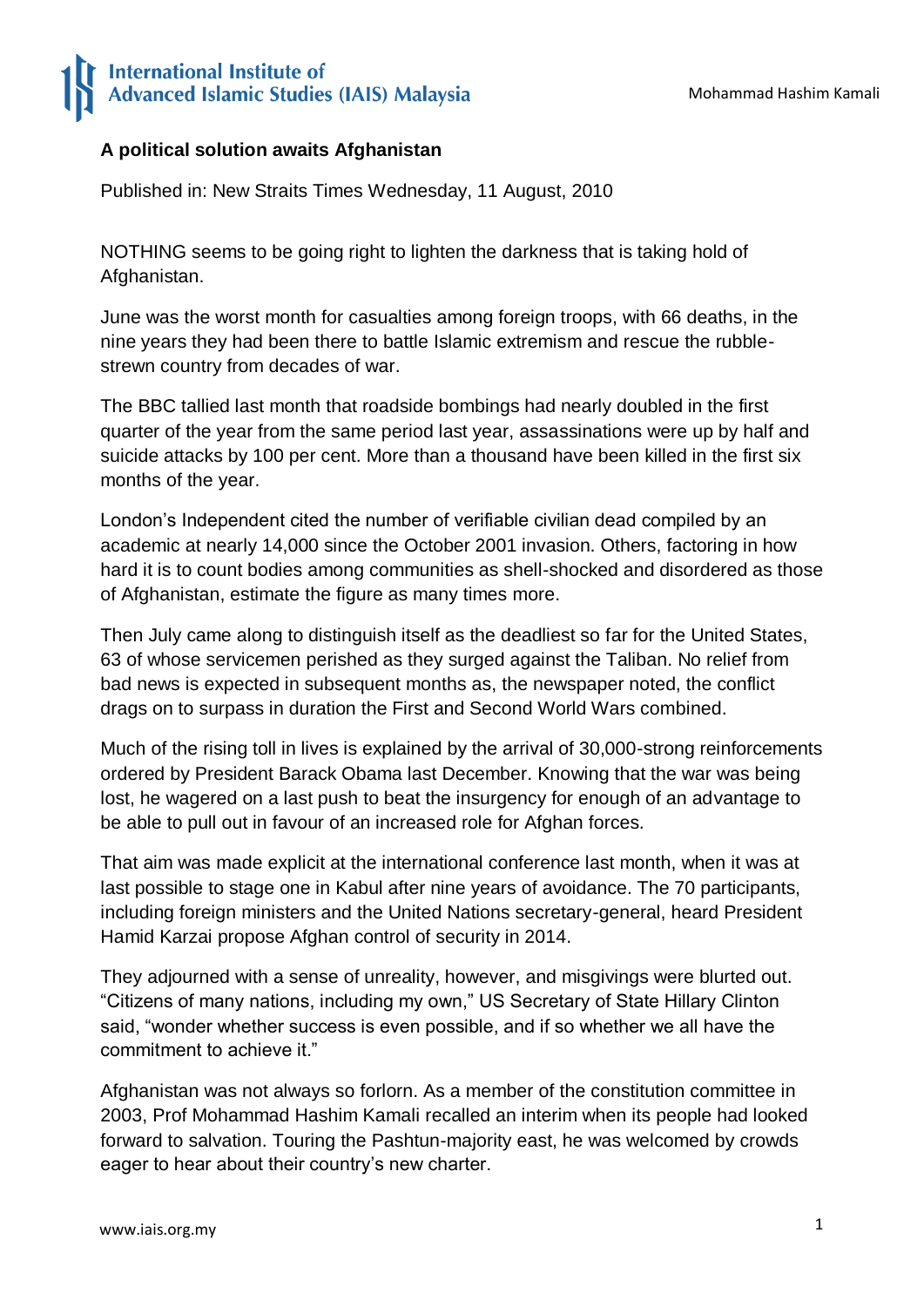## A political solution awaits Afghanistan

Published in: New Straits Times Wednesday, 11 August, 2010

NOTHING seems to be going right to lighten the darkness that is taking hold of Afghanistan.

June was the worst month for casualties among foreign troops, with 66 deaths, in the nine years they had been there to battle Islamic extremism and rescue the rubble-strewn country from decades of war.

The BBC tallied last month that roadside bombings had nearly doubled in the first quarter of the year from the same period last year, assassinations were up by half and suicide attacks by 100 per cent. More than a thousand have been killed in the first six months of the year.

London's Independent cited the number of verifiable civilian dead compiled by an academic at nearly 14,000 since the October 2001 invasion. Others, factoring in how hard it is to count bodies among communities as shell-shocked and disordered as those of Afghanistan, estimate the figure as many times more.

Then July came along to distinguish itself as the deadliest so far for the United States, 63 of whose servicemen perished as they surged against the Taliban. No relief from bad news is expected in subsequent months as, the newspaper noted, the conflict drags on to surpass in duration the First and Second World Wars combined.

Much of the rising toll in lives is explained by the arrival of 30,000-strong reinforcements ordered by President Barack Obama last December. Knowing that the war was being lost, he wagered on a last push to beat the insurgency for enough of an advantage to be able to pull out in favour of an increased role for Afghan forces.

That aim was made explicit at the international conference last month, when it was at last possible to stage one in Kabul after nine years of avoidance. The 70 participants, including foreign ministers and the United Nations secretary-general, heard President Hamid Karzai propose Afghan control of security in 2014.

They adjourned with a sense of unreality, however, and misgivings were blurted out. "Citizens of many nations, including my own," US Secretary of State Hillary Clinton said, "wonder whether success is even possible, and if so whether we all have the commitment to achieve it."

Afghanistan was not always so forlorn. As a member of the constitution committee in 2003, Prof Mohammad Hashim Kamali recalled an interim when its people had looked forward to salvation. Touring the Pashtun-majority east, he was welcomed by crowds eager to hear about their country's new charter.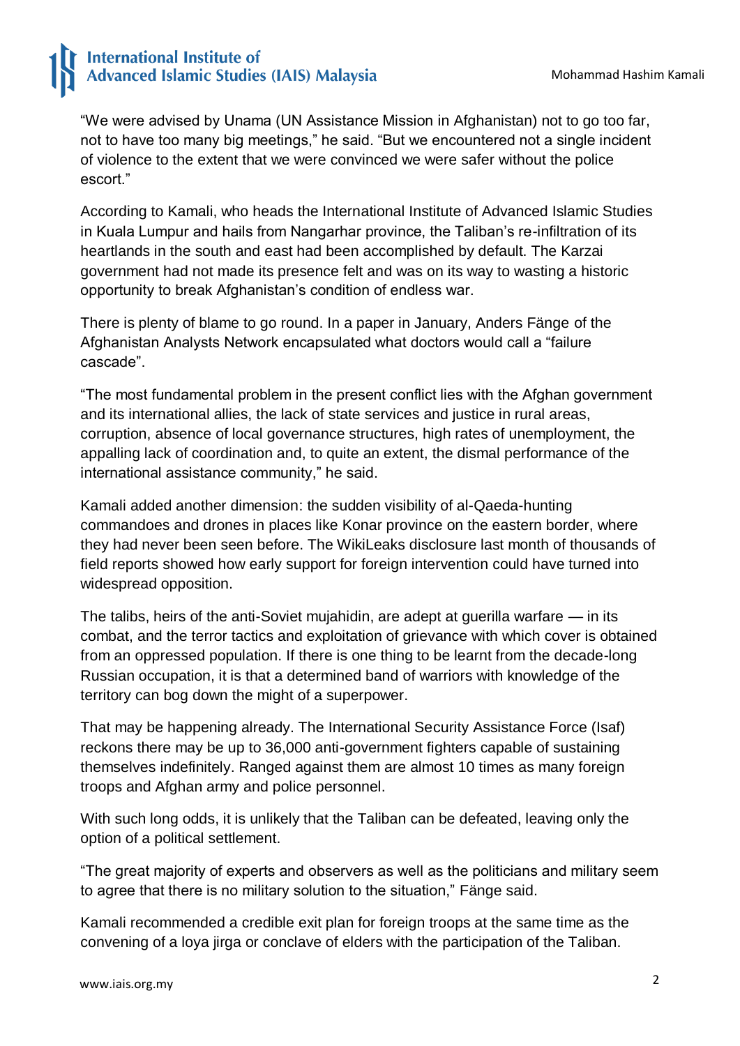"We were advised by Unama (UN Assistance Mission in Afghanistan) not to go too far, not to have too many big meetings," he said. "But we encountered not a single incident of violence to the extent that we were convinced we were safer without the police escort."

According to Kamali, who heads the International Institute of Advanced Islamic Studies in Kuala Lumpur and hails from Nangarhar province, the Taliban's re-infiltration of its heartlands in the south and east had been accomplished by default. The Karzai government had not made its presence felt and was on its way to wasting a historic opportunity to break Afghanistan's condition of endless war.

There is plenty of blame to go round. In a paper in January, Anders Fänge of the Afghanistan Analysts Network encapsulated what doctors would call a "failure cascade".

"The most fundamental problem in the present conflict lies with the Afghan government and its international allies, the lack of state services and justice in rural areas, corruption, absence of local governance structures, high rates of unemployment, the appalling lack of coordination and, to quite an extent, the dismal performance of the international assistance community," he said.

Kamali added another dimension: the sudden visibility of al-Qaeda-hunting commandoes and drones in places like Konar province on the eastern border, where they had never been seen before. The WikiLeaks disclosure last month of thousands of field reports showed how early support for foreign intervention could have turned into widespread opposition.

The talibs, heirs of the anti-Soviet mujahidin, are adept at guerilla warfare — in its combat, and the terror tactics and exploitation of grievance with which cover is obtained from an oppressed population. If there is one thing to be learnt from the decade-long Russian occupation, it is that a determined band of warriors with knowledge of the territory can bog down the might of a superpower.

That may be happening already. The International Security Assistance Force (Isaf) reckons there may be up to 36,000 anti-government fighters capable of sustaining themselves indefinitely. Ranged against them are almost 10 times as many foreign troops and Afghan army and police personnel.

With such long odds, it is unlikely that the Taliban can be defeated, leaving only the option of a political settlement.

"The great majority of experts and observers as well as the politicians and military seem to agree that there is no military solution to the situation," Fänge said.

Kamali recommended a credible exit plan for foreign troops at the same time as the convening of a loya jirga or conclave of elders with the participation of the Taliban.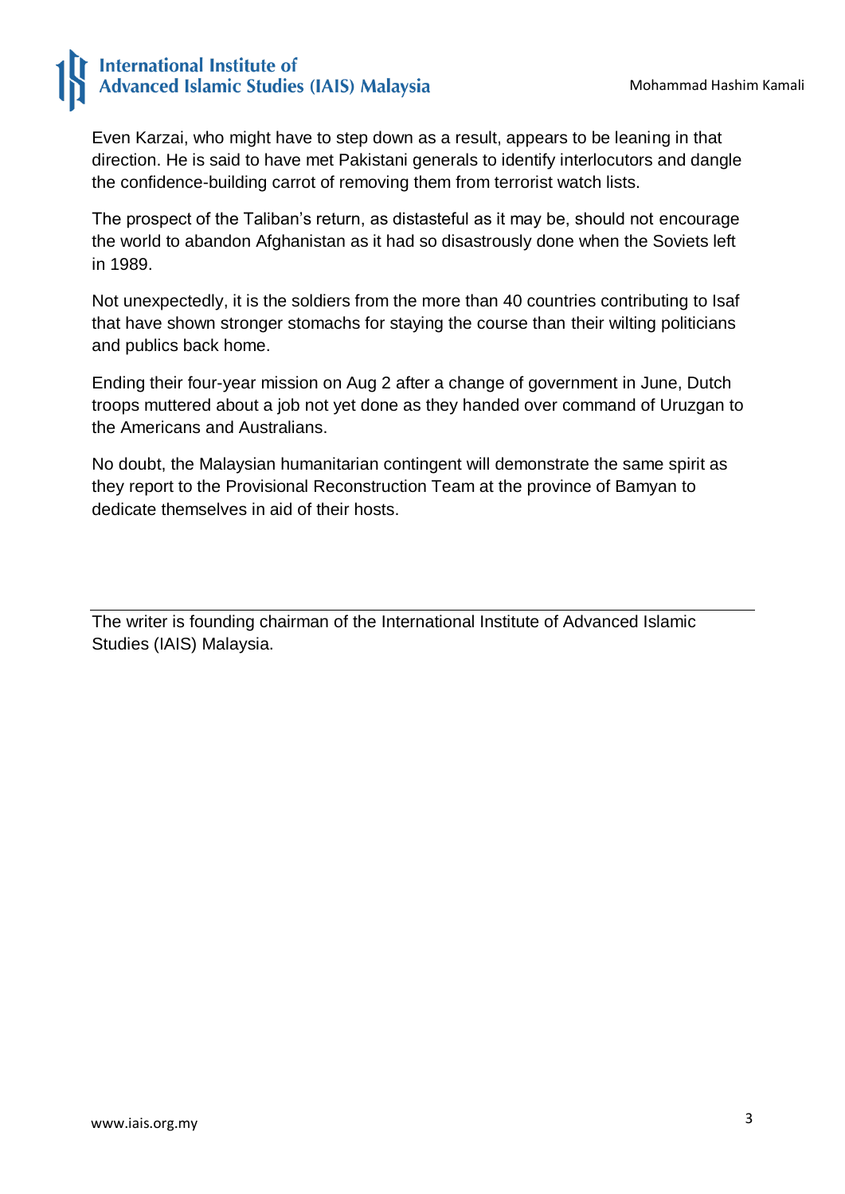Even Karzai, who might have to step down as a result, appears to be leaning in that direction. He is said to have met Pakistani generals to identify interlocutors and dangle the confidence-building carrot of removing them from terrorist watch lists.

The prospect of the Taliban's return, as distasteful as it may be, should not encourage the world to abandon Afghanistan as it had so disastrously done when the Soviets left in 1989.

Not unexpectedly, it is the soldiers from the more than 40 countries contributing to Isaf that have shown stronger stomachs for staying the course than their wilting politicians and publics back home.

Ending their four-year mission on Aug 2 after a change of government in June, Dutch troops muttered about a job not yet done as they handed over command of Uruzgan to the Americans and Australians.

No doubt, the Malaysian humanitarian contingent will demonstrate the same spirit as they report to the Provisional Reconstruction Team at the province of Bamyan to dedicate themselves in aid of their hosts.

---

The writer is founding chairman of the International Institute of Advanced Islamic Studies (IAIS) Malaysia.